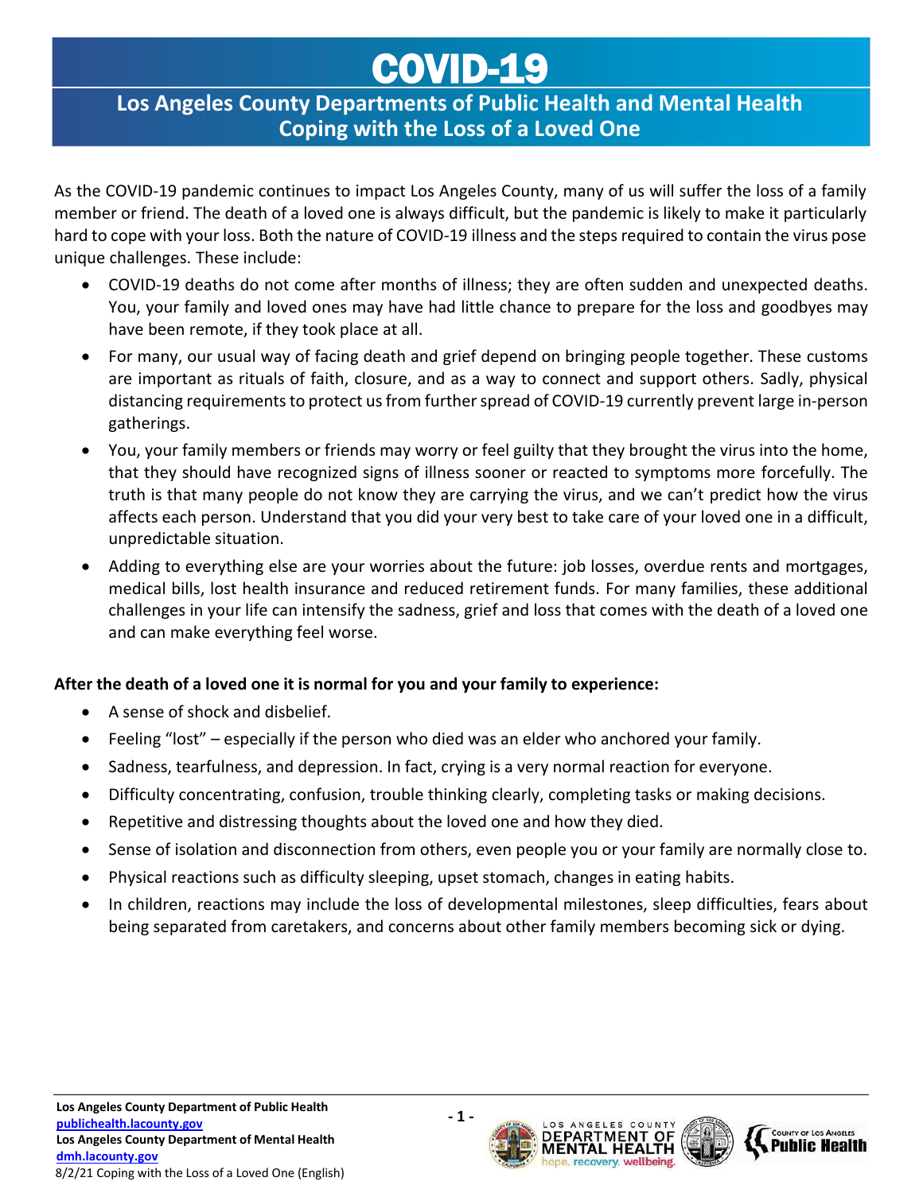# COVID-19

## Los Angeles County Departments of Public Health and Mental Health
## Coping with the Loss of a Loved One

As the COVID-19 pandemic continues to impact Los Angeles County, many of us will suffer the loss of a family member or friend. The death of a loved one is always difficult, but the pandemic is likely to make it particularly hard to cope with your loss. Both the nature of COVID-19 illness and the steps required to contain the virus pose unique challenges. These include:

- COVID-19 deaths do not come after months of illness; they are often sudden and unexpected deaths. You, your family and loved ones may have had little chance to prepare for the loss and goodbyes may have been remote, if they took place at all.
- For many, our usual way of facing death and grief depend on bringing people together. These customs are important as rituals of faith, closure, and as a way to connect and support others. Sadly, physical distancing requirements to protect us from further spread of COVID-19 currently prevent large in-person gatherings.
- You, your family members or friends may worry or feel guilty that they brought the virus into the home, that they should have recognized signs of illness sooner or reacted to symptoms more forcefully. The truth is that many people do not know they are carrying the virus, and we can't predict how the virus affects each person. Understand that you did your very best to take care of your loved one in a difficult, unpredictable situation.
- Adding to everything else are your worries about the future: job losses, overdue rents and mortgages, medical bills, lost health insurance and reduced retirement funds. For many families, these additional challenges in your life can intensify the sadness, grief and loss that comes with the death of a loved one and can make everything feel worse.

**After the death of a loved one it is normal for you and your family to experience:**

- A sense of shock and disbelief.
- Feeling "lost" – especially if the person who died was an elder who anchored your family.
- Sadness, tearfulness, and depression. In fact, crying is a very normal reaction for everyone.
- Difficulty concentrating, confusion, trouble thinking clearly, completing tasks or making decisions.
- Repetitive and distressing thoughts about the loved one and how they died.
- Sense of isolation and disconnection from others, even people you or your family are normally close to.
- Physical reactions such as difficulty sleeping, upset stomach, changes in eating habits.
- In children, reactions may include the loss of developmental milestones, sleep difficulties, fears about being separated from caretakers, and concerns about other family members becoming sick or dying.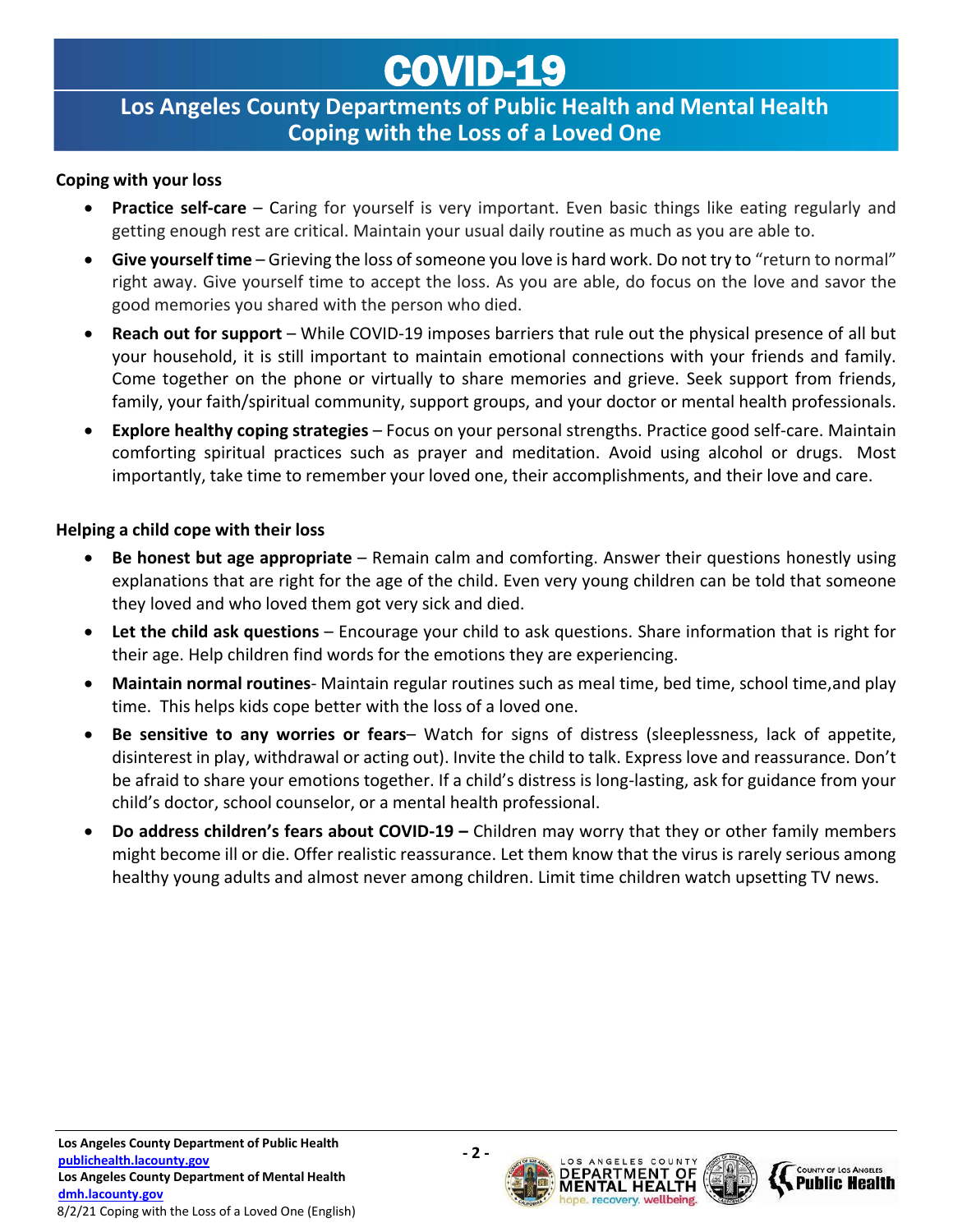# COVID-19

## Los Angeles County Departments of Public Health and Mental Health
## Coping with the Loss of a Loved One

**Coping with your loss**

- **Practice self-care** – Caring for yourself is very important. Even basic things like eating regularly and getting enough rest are critical. Maintain your usual daily routine as much as you are able to.
- **Give yourself time** – Grieving the loss of someone you love is hard work. Do not try to "return to normal" right away. Give yourself time to accept the loss. As you are able, do focus on the love and savor the good memories you shared with the person who died.
- **Reach out for support** – While COVID-19 imposes barriers that rule out the physical presence of all but your household, it is still important to maintain emotional connections with your friends and family. Come together on the phone or virtually to share memories and grieve. Seek support from friends, family, your faith/spiritual community, support groups, and your doctor or mental health professionals.
- **Explore healthy coping strategies** – Focus on your personal strengths. Practice good self-care. Maintain comforting spiritual practices such as prayer and meditation. Avoid using alcohol or drugs. Most importantly, take time to remember your loved one, their accomplishments, and their love and care.

**Helping a child cope with their loss**

- **Be honest but age appropriate** – Remain calm and comforting. Answer their questions honestly using explanations that are right for the age of the child. Even very young children can be told that someone they loved and who loved them got very sick and died.
- **Let the child ask questions** – Encourage your child to ask questions. Share information that is right for their age. Help children find words for the emotions they are experiencing.
- **Maintain normal routines**- Maintain regular routines such as meal time, bed time, school time,and play time. This helps kids cope better with the loss of a loved one.
- **Be sensitive to any worries or fears**– Watch for signs of distress (sleeplessness, lack of appetite, disinterest in play, withdrawal or acting out). Invite the child to talk. Express love and reassurance. Don't be afraid to share your emotions together. If a child's distress is long-lasting, ask for guidance from your child's doctor, school counselor, or a mental health professional.
- **Do address children's fears about COVID-19 –** Children may worry that they or other family members might become ill or die. Offer realistic reassurance. Let them know that the virus is rarely serious among healthy young adults and almost never among children. Limit time children watch upsetting TV news.

**Los Angeles County Department of Public Health**
[publichealth.lacounty.gov](publichealth.lacounty.gov)
**Los Angeles County Department of Mental Health**
[dmh.lacounty.gov](dmh.lacounty.gov)
8/2/21 Coping with the Loss of a Loved One (English)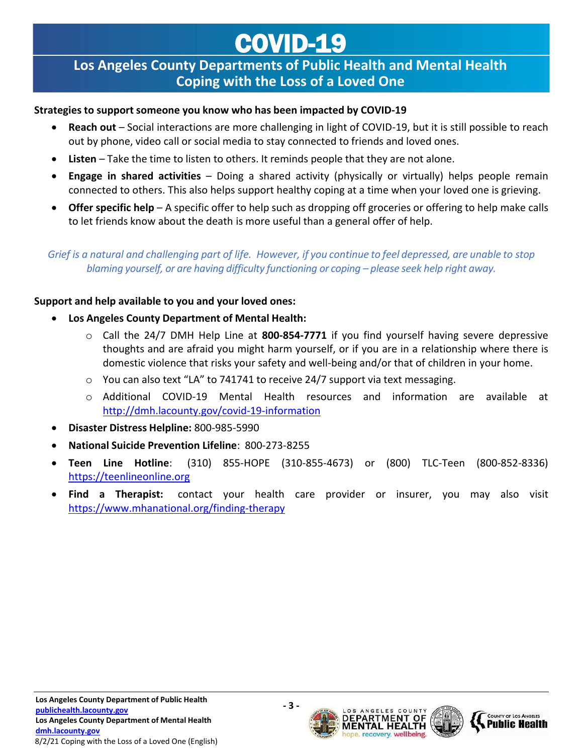# COVID-19

## Los Angeles County Departments of Public Health and Mental Health
## Coping with the Loss of a Loved One

**Strategies to support someone you know who has been impacted by COVID-19**

- **Reach out** – Social interactions are more challenging in light of COVID-19, but it is still possible to reach out by phone, video call or social media to stay connected to friends and loved ones.
- **Listen** – Take the time to listen to others. It reminds people that they are not alone.
- **Engage in shared activities** – Doing a shared activity (physically or virtually) helps people remain connected to others. This also helps support healthy coping at a time when your loved one is grieving.
- **Offer specific help** – A specific offer to help such as dropping off groceries or offering to help make calls to let friends know about the death is more useful than a general offer of help.

*Grief is a natural and challenging part of life. However, if you continue to feel depressed, are unable to stop blaming yourself, or are having difficulty functioning or coping – please seek help right away.*

**Support and help available to you and your loved ones:**

- **Los Angeles County Department of Mental Health:**
  - Call the 24/7 DMH Help Line at **800-854-7771** if you find yourself having severe depressive thoughts and are afraid you might harm yourself, or if you are in a relationship where there is domestic violence that risks your safety and well-being and/or that of children in your home.
  - You can also text "LA" to 741741 to receive 24/7 support via text messaging.
  - Additional COVID-19 Mental Health resources and information are available at http://dmh.lacounty.gov/covid-19-information
- **Disaster Distress Helpline:** 800-985-5990
- **National Suicide Prevention Lifeline**: 800-273-8255
- **Teen Line Hotline**: (310) 855-HOPE (310-855-4673) or (800) TLC-Teen (800-852-8336) https://teenlineonline.org
- **Find a Therapist:** contact your health care provider or insurer, you may also visit https://www.mhanational.org/finding-therapy

Los Angeles County Department of Public Health
publichealth.lacounty.gov
Los Angeles County Department of Mental Health
dmh.lacounty.gov
8/2/21 Coping with the Loss of a Loved One (English)